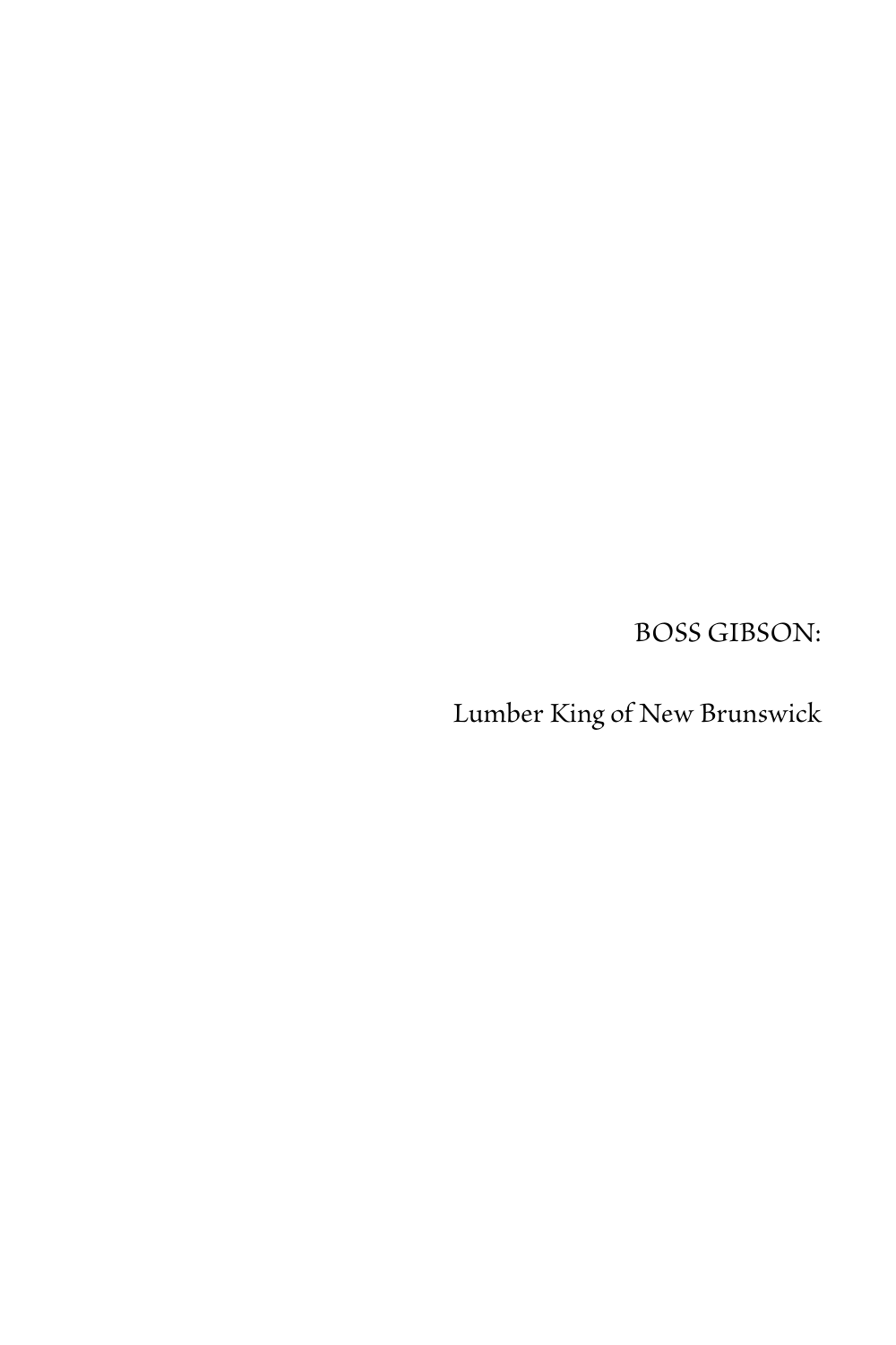# BOSS GIBSON:

## Lumber King of New Brunswick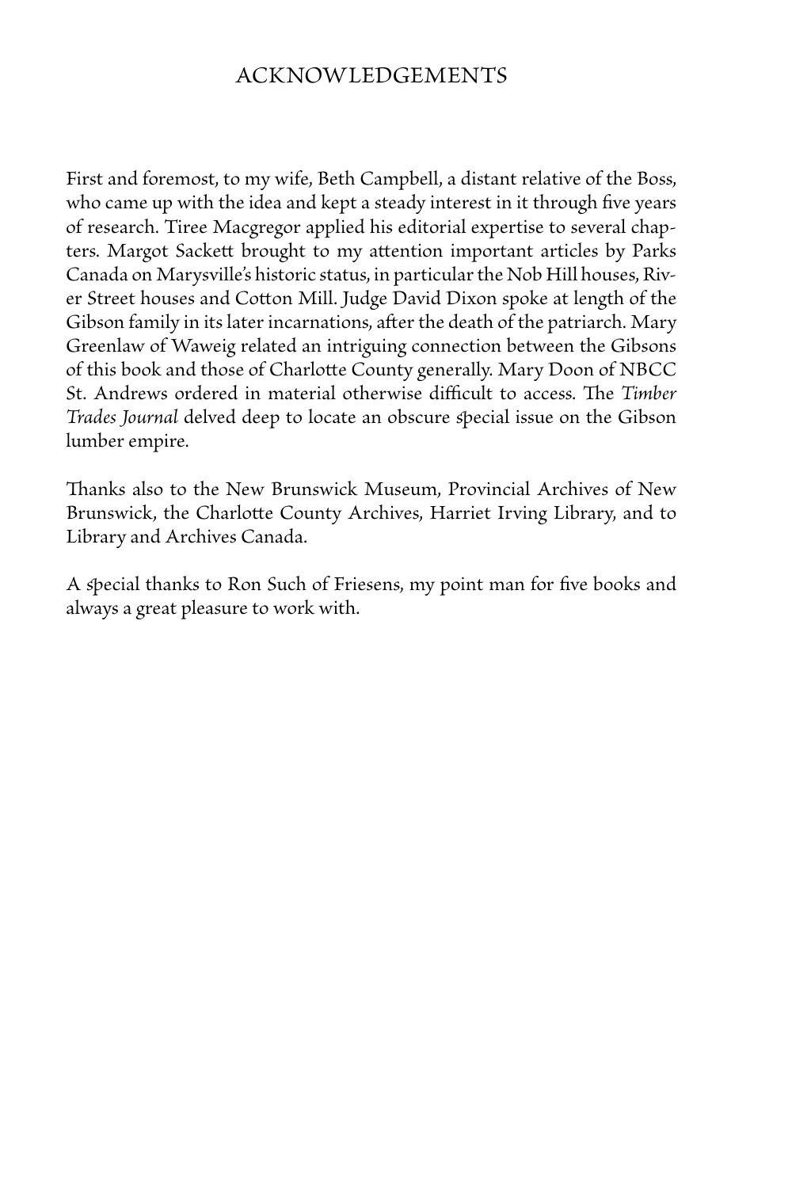# ACKNOWLEDGEMENTS

First and foremost, to my wife, Beth Campbell, a distant relative of the Boss, who came up with the idea and kept a steady interest in it through five years of research. Tiree Macgregor applied his editorial expertise to several chapters. Margot Sackett brought to my attention important articles by Parks Canada on Marysville's historic status, in particular the Nob Hill houses, River Street houses and Cotton Mill. Judge David Dixon spoke at length of the Gibson family in its later incarnations, after the death of the patriarch. Mary Greenlaw of Waweig related an intriguing connection between the Gibsons of this book and those of Charlotte County generally. Mary Doon of NBCC St. Andrews ordered in material otherwise difficult to access. The *Timber Trades Journal* delved deep to locate an obscure special issue on the Gibson lumber empire.

Thanks also to the New Brunswick Museum, Provincial Archives of New Brunswick, the Charlotte County Archives, Harriet Irving Library, and to Library and Archives Canada.

A special thanks to Ron Such of Friesens, my point man for five books and always a great pleasure to work with.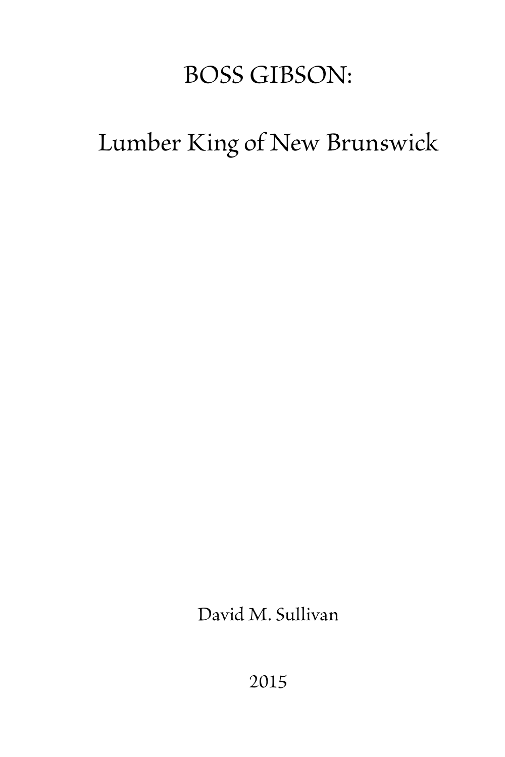# BOSS GIBSON:

## Lumber King of New Brunswick

David M. Sullivan

2015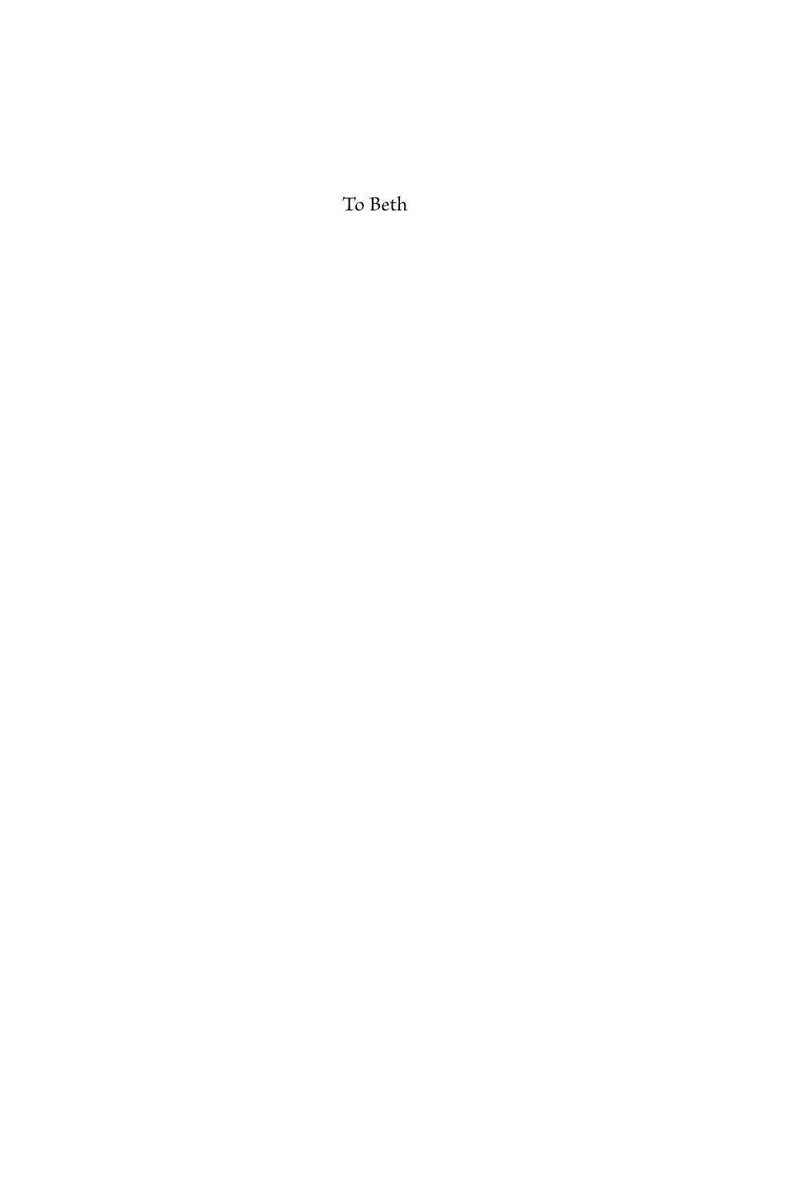To Beth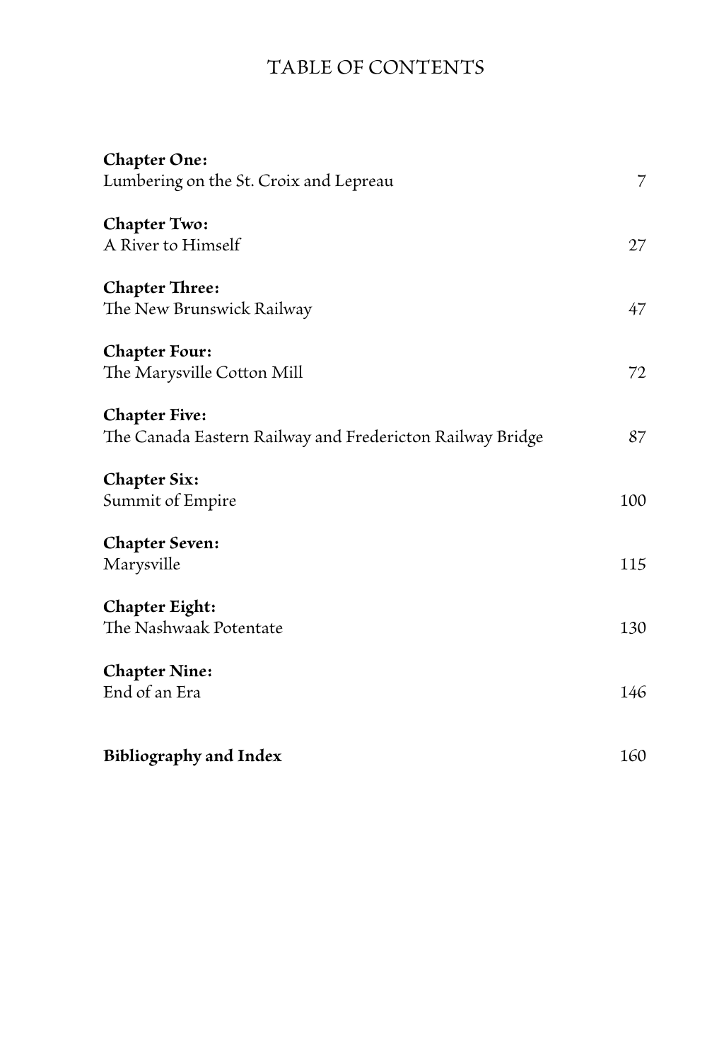# TABLE OF CONTENTS

| | |
|---|---|
| **Chapter One:**<br>Lumbering on the St. Croix and Lepreau | 7 |
| **Chapter Two:**<br>A River to Himself | 27 |
| **Chapter Three:**<br>The New Brunswick Railway | 47 |
| **Chapter Four:**<br>The Marysville Cotton Mill | 72 |
| **Chapter Five:**<br>The Canada Eastern Railway and Fredericton Railway Bridge | 87 |
| **Chapter Six:**<br>Summit of Empire | 100 |
| **Chapter Seven:**<br>Marysville | 115 |
| **Chapter Eight:**<br>The Nashwaak Potentate | 130 |
| **Chapter Nine:**<br>End of an Era | 146 |
| **Bibliography and Index** | 160 |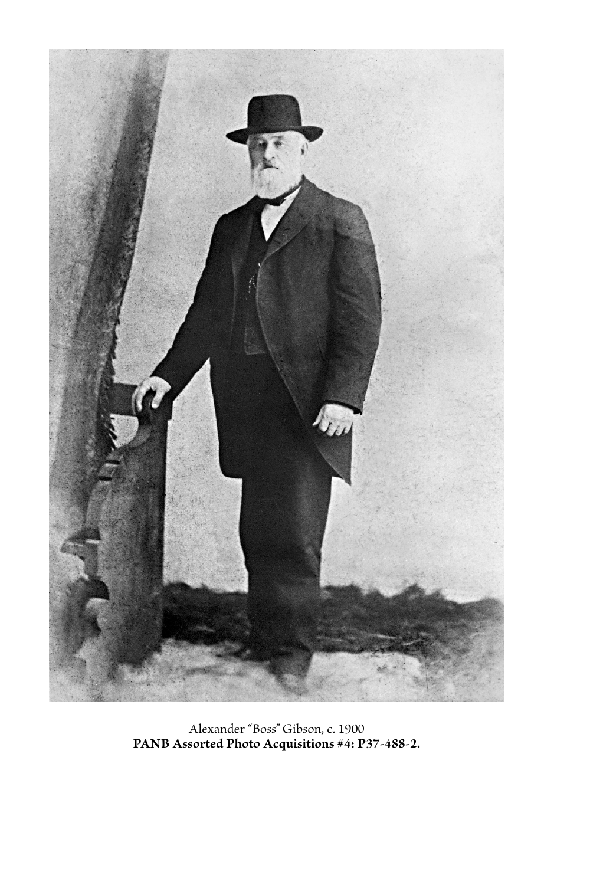Alexander "Boss" Gibson, c. 1900

**PANB Assorted Photo Acquisitions #4: P37-488-2.**